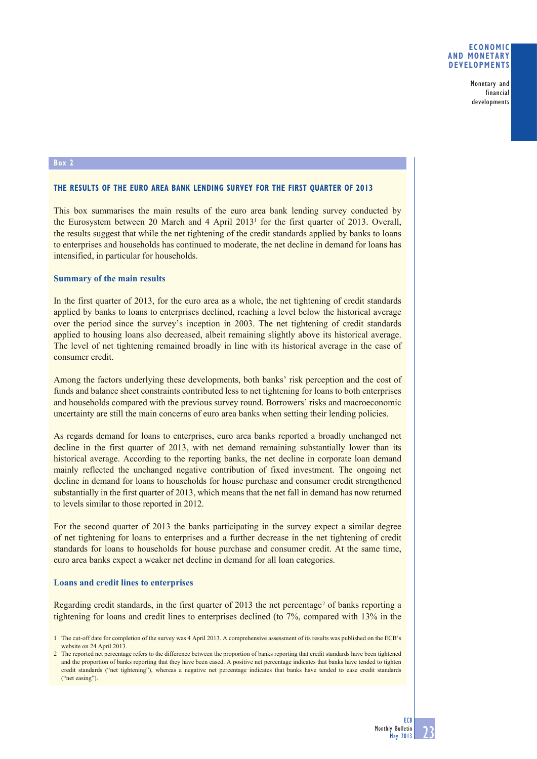Box 2

## THE RESULTS OF THE EURO AREA BANK LENDING SURVEY FOR THE FIRST QUARTER OF 2013

This box summarises the main results of the euro area bank lending survey conducted by the Eurosystem between 20 March and 4 April 2013[1] for the first quarter of 2013. Overall, the results suggest that while the net tightening of the credit standards applied by banks to loans to enterprises and households has continued to moderate, the net decline in demand for loans has intensified, in particular for households.

### Summary of the main results

In the first quarter of 2013, for the euro area as a whole, the net tightening of credit standards applied by banks to loans to enterprises declined, reaching a level below the historical average over the period since the survey's inception in 2003. The net tightening of credit standards applied to housing loans also decreased, albeit remaining slightly above its historical average. The level of net tightening remained broadly in line with its historical average in the case of consumer credit.

Among the factors underlying these developments, both banks' risk perception and the cost of funds and balance sheet constraints contributed less to net tightening for loans to both enterprises and households compared with the previous survey round. Borrowers' risks and macroeconomic uncertainty are still the main concerns of euro area banks when setting their lending policies.

As regards demand for loans to enterprises, euro area banks reported a broadly unchanged net decline in the first quarter of 2013, with net demand remaining substantially lower than its historical average. According to the reporting banks, the net decline in corporate loan demand mainly reflected the unchanged negative contribution of fixed investment. The ongoing net decline in demand for loans to households for house purchase and consumer credit strengthened substantially in the first quarter of 2013, which means that the net fall in demand has now returned to levels similar to those reported in 2012.

For the second quarter of 2013 the banks participating in the survey expect a similar degree of net tightening for loans to enterprises and a further decrease in the net tightening of credit standards for loans to households for house purchase and consumer credit. At the same time, euro area banks expect a weaker net decline in demand for all loan categories.

### Loans and credit lines to enterprises

Regarding credit standards, in the first quarter of 2013 the net percentage[2] of banks reporting a tightening for loans and credit lines to enterprises declined (to 7%, compared with 13% in the

1 The cut-off date for completion of the survey was 4 April 2013. A comprehensive assessment of its results was published on the ECB's website on 24 April 2013.

2 The reported net percentage refers to the difference between the proportion of banks reporting that credit standards have been tightened and the proportion of banks reporting that they have been eased. A positive net percentage indicates that banks have tended to tighten credit standards ("net tightening"), whereas a negative net percentage indicates that banks have tended to ease credit standards ("net easing").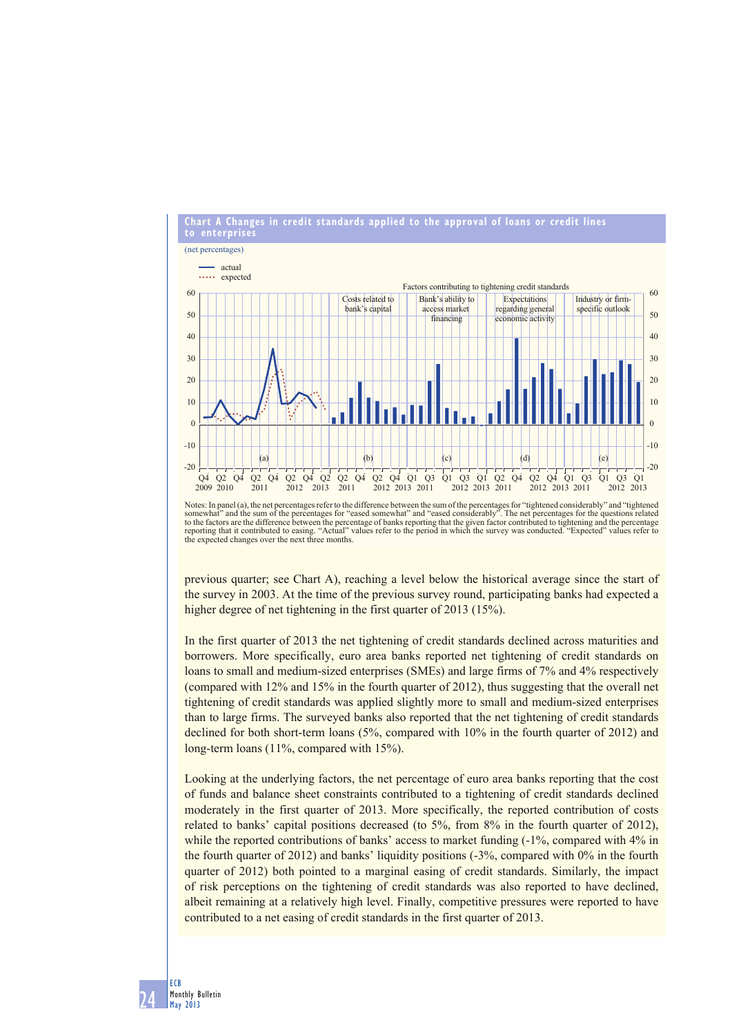**Chart A Changes in credit standards applied to the approval of loans or credit lines to enterprises**

(net percentages)

Notes: In panel (a), the net percentages refer to the difference between the sum of the percentages for "tightened considerably" and "tightened somewhat" and the sum of the percentages for "eased somewhat" and "eased considerably". The net percentages for the questions related to the factors are the difference between the percentage of banks reporting that the given factor contributed to tightening and the percentage reporting that it contributed to easing. "Actual" values refer to the period in which the survey was conducted. "Expected" values refer to the expected changes over the next three months.

previous quarter; see Chart A), reaching a level below the historical average since the start of the survey in 2003. At the time of the previous survey round, participating banks had expected a higher degree of net tightening in the first quarter of 2013 (15%).

In the first quarter of 2013 the net tightening of credit standards declined across maturities and borrowers. More specifically, euro area banks reported net tightening of credit standards on loans to small and medium-sized enterprises (SMEs) and large firms of 7% and 4% respectively (compared with 12% and 15% in the fourth quarter of 2012), thus suggesting that the overall net tightening of credit standards was applied slightly more to small and medium-sized enterprises than to large firms. The surveyed banks also reported that the net tightening of credit standards declined for both short-term loans (5%, compared with 10% in the fourth quarter of 2012) and long-term loans (11%, compared with 15%).

Looking at the underlying factors, the net percentage of euro area banks reporting that the cost of funds and balance sheet constraints contributed to a tightening of credit standards declined moderately in the first quarter of 2013. More specifically, the reported contribution of costs related to banks' capital positions decreased (to 5%, from 8% in the fourth quarter of 2012), while the reported contributions of banks' access to market funding (-1%, compared with 4% in the fourth quarter of 2012) and banks' liquidity positions (-3%, compared with 0% in the fourth quarter of 2012) both pointed to a marginal easing of credit standards. Similarly, the impact of risk perceptions on the tightening of credit standards was also reported to have declined, albeit remaining at a relatively high level. Finally, competitive pressures were reported to have contributed to a net easing of credit standards in the first quarter of 2013.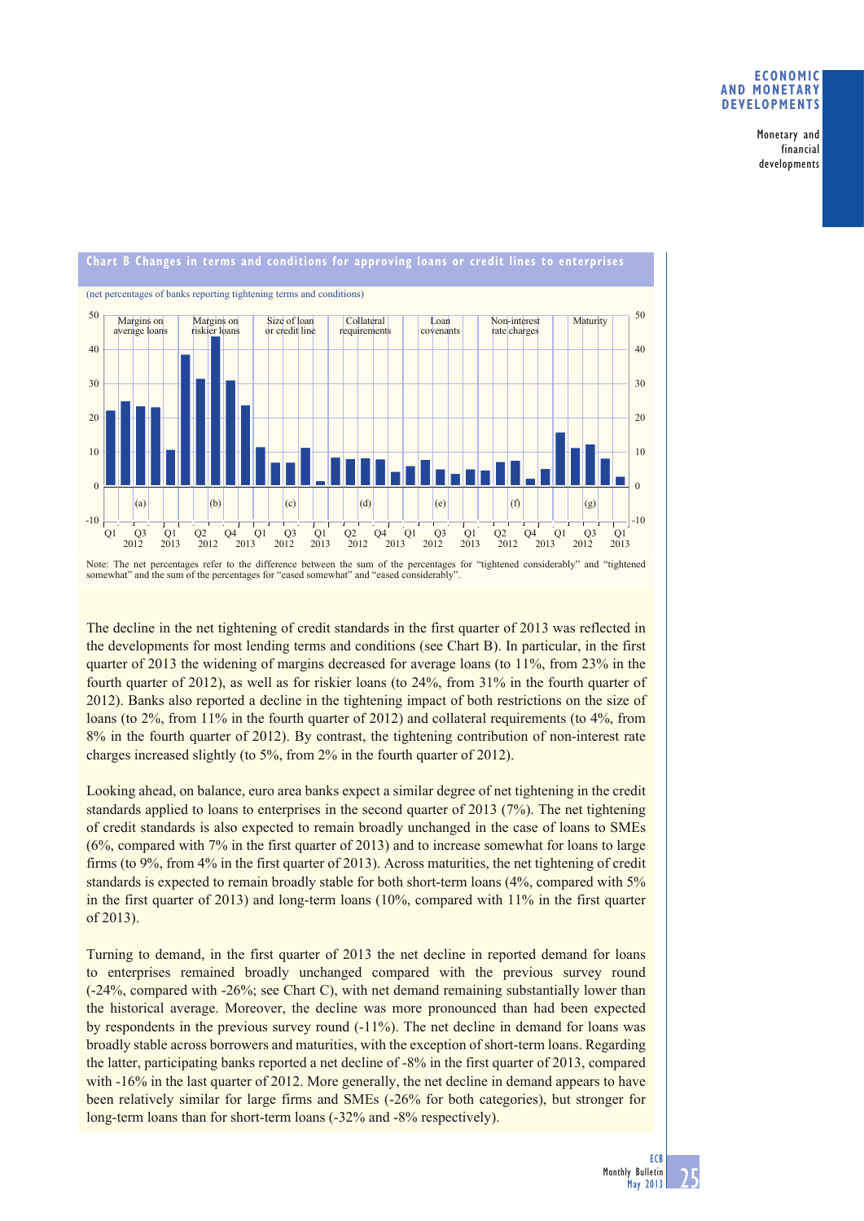**Chart B Changes in terms and conditions for approving loans or credit lines to enterprises**

(net percentages of banks reporting tightening terms and conditions)

Note: The net percentages refer to the difference between the sum of the percentages for "tightened considerably" and "tightened somewhat" and the sum of the percentages for "eased somewhat" and "eased considerably".

The decline in the net tightening of credit standards in the first quarter of 2013 was reflected in the developments for most lending terms and conditions (see Chart B). In particular, in the first quarter of 2013 the widening of margins decreased for average loans (to 11%, from 23% in the fourth quarter of 2012), as well as for riskier loans (to 24%, from 31% in the fourth quarter of 2012). Banks also reported a decline in the tightening impact of both restrictions on the size of loans (to 2%, from 11% in the fourth quarter of 2012) and collateral requirements (to 4%, from 8% in the fourth quarter of 2012). By contrast, the tightening contribution of non-interest rate charges increased slightly (to 5%, from 2% in the fourth quarter of 2012).

Looking ahead, on balance, euro area banks expect a similar degree of net tightening in the credit standards applied to loans to enterprises in the second quarter of 2013 (7%). The net tightening of credit standards is also expected to remain broadly unchanged in the case of loans to SMEs (6%, compared with 7% in the first quarter of 2013) and to increase somewhat for loans to large firms (to 9%, from 4% in the first quarter of 2013). Across maturities, the net tightening of credit standards is expected to remain broadly stable for both short-term loans (4%, compared with 5% in the first quarter of 2013) and long-term loans (10%, compared with 11% in the first quarter of 2013).

Turning to demand, in the first quarter of 2013 the net decline in reported demand for loans to enterprises remained broadly unchanged compared with the previous survey round (-24%, compared with -26%; see Chart C), with net demand remaining substantially lower than the historical average. Moreover, the decline was more pronounced than had been expected by respondents in the previous survey round (-11%). The net decline in demand for loans was broadly stable across borrowers and maturities, with the exception of short-term loans. Regarding the latter, participating banks reported a net decline of -8% in the first quarter of 2013, compared with -16% in the last quarter of 2012. More generally, the net decline in demand appears to have been relatively similar for large firms and SMEs (-26% for both categories), but stronger for long-term loans than for short-term loans (-32% and -8% respectively).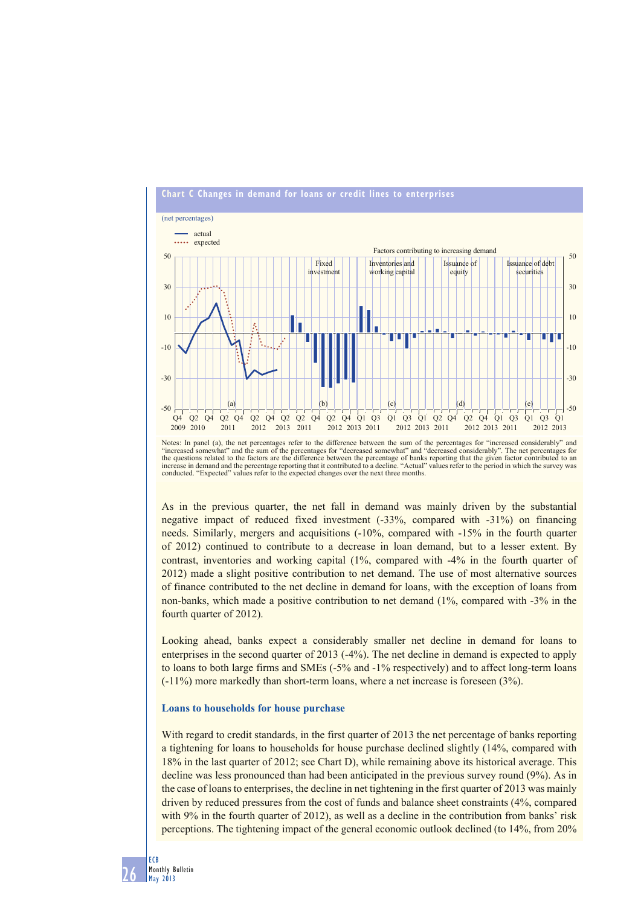**Chart C Changes in demand for loans or credit lines to enterprises**

(net percentages)

Notes: In panel (a), the net percentages refer to the difference between the sum of the percentages for "increased considerably" and "increased somewhat" and the sum of the percentages for "decreased somewhat" and "decreased considerably". The net percentages for the questions related to the factors are the difference between the percentage of banks reporting that the given factor contributed to an increase in demand and the percentage reporting that it contributed to a decline. "Actual" values refer to the period in which the survey was conducted. "Expected" values refer to the expected changes over the next three months.

As in the previous quarter, the net fall in demand was mainly driven by the substantial negative impact of reduced fixed investment (-33%, compared with -31%) on financing needs. Similarly, mergers and acquisitions (-10%, compared with -15% in the fourth quarter of 2012) continued to contribute to a decrease in loan demand, but to a lesser extent. By contrast, inventories and working capital (1%, compared with -4% in the fourth quarter of 2012) made a slight positive contribution to net demand. The use of most alternative sources of finance contributed to the net decline in demand for loans, with the exception of loans from non-banks, which made a positive contribution to net demand (1%, compared with -3% in the fourth quarter of 2012).

Looking ahead, banks expect a considerably smaller net decline in demand for loans to enterprises in the second quarter of 2013 (-4%). The net decline in demand is expected to apply to loans to both large firms and SMEs (-5% and -1% respectively) and to affect long-term loans (-11%) more markedly than short-term loans, where a net increase is foreseen (3%).

### Loans to households for house purchase

With regard to credit standards, in the first quarter of 2013 the net percentage of banks reporting a tightening for loans to households for house purchase declined slightly (14%, compared with 18% in the last quarter of 2012; see Chart D), while remaining above its historical average. This decline was less pronounced than had been anticipated in the previous survey round (9%). As in the case of loans to enterprises, the decline in net tightening in the first quarter of 2013 was mainly driven by reduced pressures from the cost of funds and balance sheet constraints (4%, compared with 9% in the fourth quarter of 2012), as well as a decline in the contribution from banks' risk perceptions. The tightening impact of the general economic outlook declined (to 14%, from 20%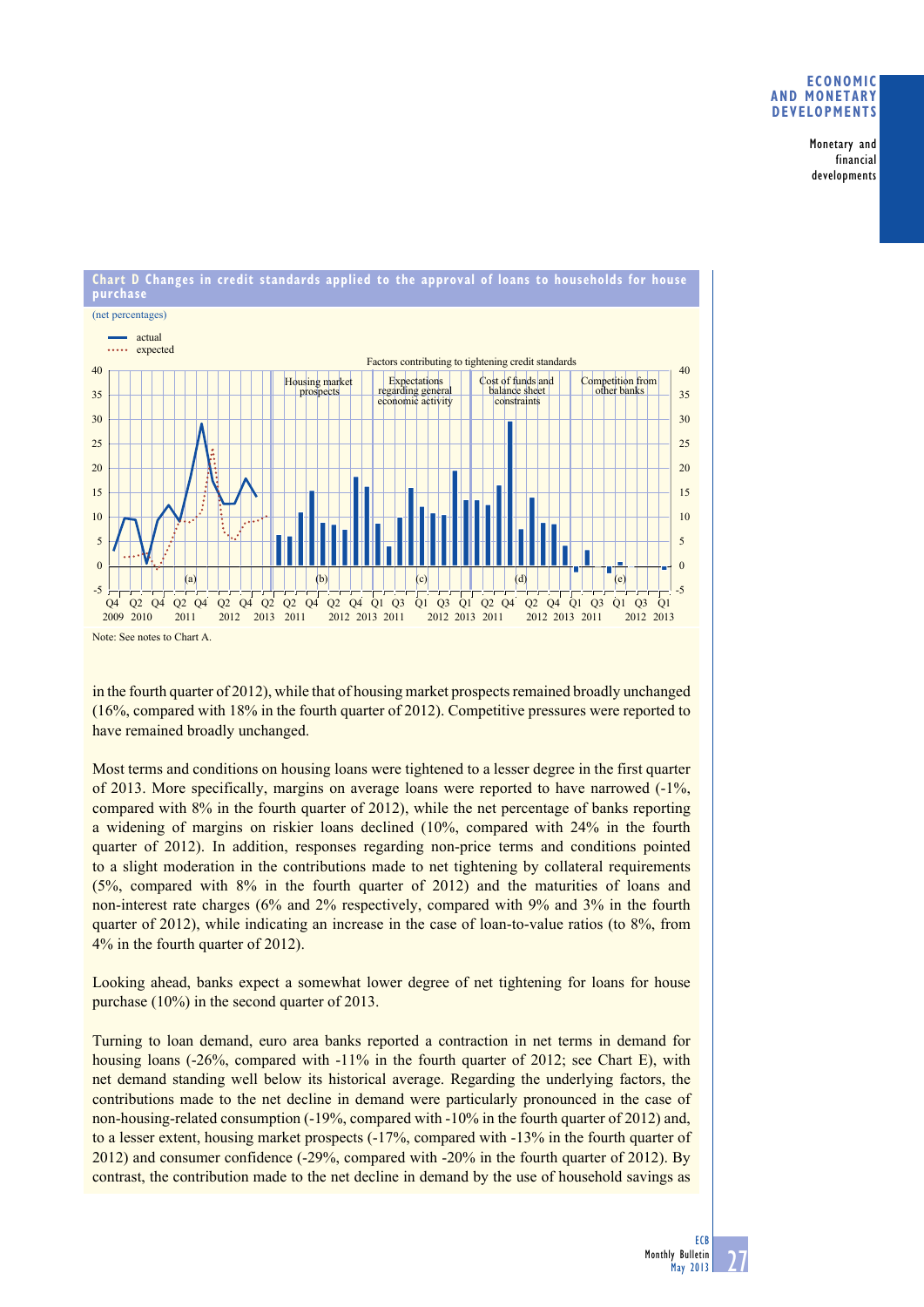**Chart D Changes in credit standards applied to the approval of loans to households for house purchase**

(net percentages)

Note: See notes to Chart A.

in the fourth quarter of 2012), while that of housing market prospects remained broadly unchanged (16%, compared with 18% in the fourth quarter of 2012). Competitive pressures were reported to have remained broadly unchanged.

Most terms and conditions on housing loans were tightened to a lesser degree in the first quarter of 2013. More specifically, margins on average loans were reported to have narrowed (-1%, compared with 8% in the fourth quarter of 2012), while the net percentage of banks reporting a widening of margins on riskier loans declined (10%, compared with 24% in the fourth quarter of 2012). In addition, responses regarding non-price terms and conditions pointed to a slight moderation in the contributions made to net tightening by collateral requirements (5%, compared with 8% in the fourth quarter of 2012) and the maturities of loans and non-interest rate charges (6% and 2% respectively, compared with 9% and 3% in the fourth quarter of 2012), while indicating an increase in the case of loan-to-value ratios (to 8%, from 4% in the fourth quarter of 2012).

Looking ahead, banks expect a somewhat lower degree of net tightening for loans for house purchase (10%) in the second quarter of 2013.

Turning to loan demand, euro area banks reported a contraction in net terms in demand for housing loans (-26%, compared with -11% in the fourth quarter of 2012; see Chart E), with net demand standing well below its historical average. Regarding the underlying factors, the contributions made to the net decline in demand were particularly pronounced in the case of non-housing-related consumption (-19%, compared with -10% in the fourth quarter of 2012) and, to a lesser extent, housing market prospects (-17%, compared with -13% in the fourth quarter of 2012) and consumer confidence (-29%, compared with -20% in the fourth quarter of 2012). By contrast, the contribution made to the net decline in demand by the use of household savings as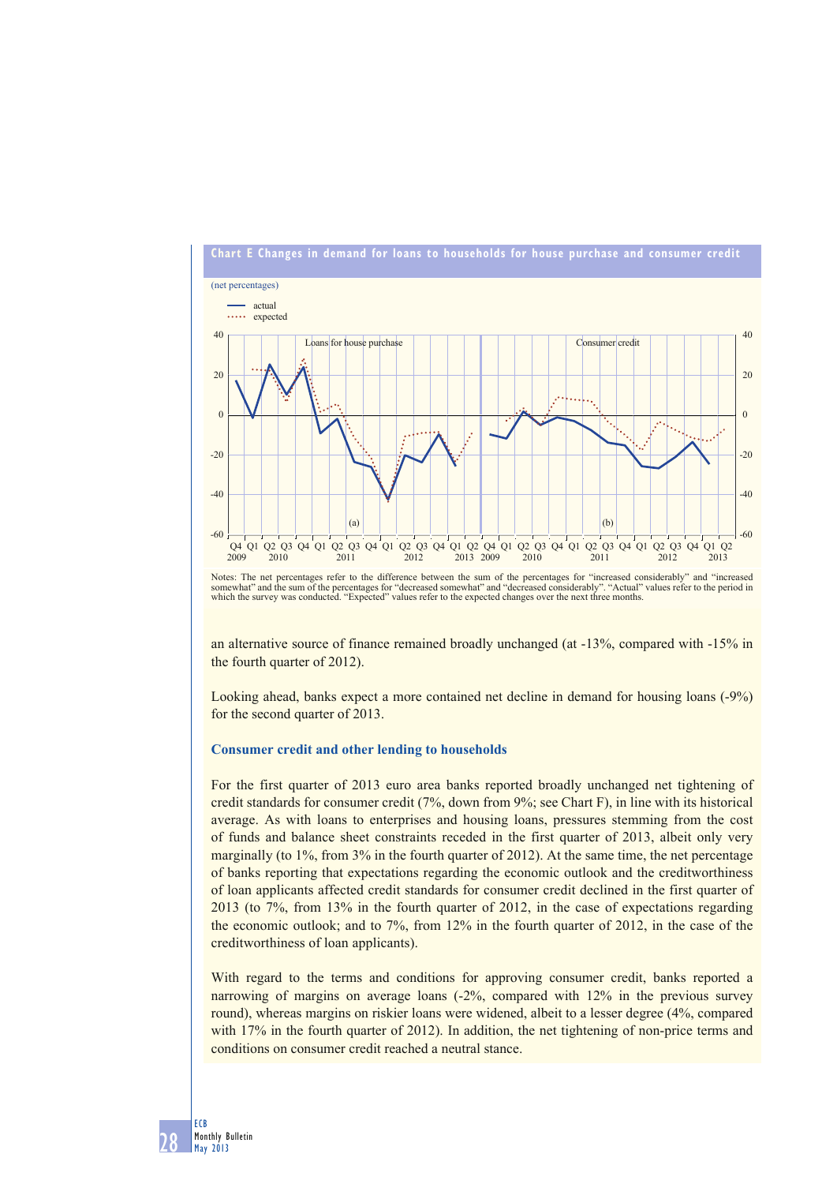**Chart E Changes in demand for loans to households for house purchase and consumer credit**

(net percentages)

Notes: The net percentages refer to the difference between the sum of the percentages for "increased considerably" and "increased somewhat" and the sum of the percentages for "decreased somewhat" and "decreased considerably". "Actual" values refer to the period in which the survey was conducted. "Expected" values refer to the expected changes over the next three months.

an alternative source of finance remained broadly unchanged (at -13%, compared with -15% in the fourth quarter of 2012).

Looking ahead, banks expect a more contained net decline in demand for housing loans (-9%) for the second quarter of 2013.

### Consumer credit and other lending to households

For the first quarter of 2013 euro area banks reported broadly unchanged net tightening of credit standards for consumer credit (7%, down from 9%; see Chart F), in line with its historical average. As with loans to enterprises and housing loans, pressures stemming from the cost of funds and balance sheet constraints receded in the first quarter of 2013, albeit only very marginally (to 1%, from 3% in the fourth quarter of 2012). At the same time, the net percentage of banks reporting that expectations regarding the economic outlook and the creditworthiness of loan applicants affected credit standards for consumer credit declined in the first quarter of 2013 (to 7%, from 13% in the fourth quarter of 2012, in the case of expectations regarding the economic outlook; and to 7%, from 12% in the fourth quarter of 2012, in the case of the creditworthiness of loan applicants).

With regard to the terms and conditions for approving consumer credit, banks reported a narrowing of margins on average loans (-2%, compared with 12% in the previous survey round), whereas margins on riskier loans were widened, albeit to a lesser degree (4%, compared with 17% in the fourth quarter of 2012). In addition, the net tightening of non-price terms and conditions on consumer credit reached a neutral stance.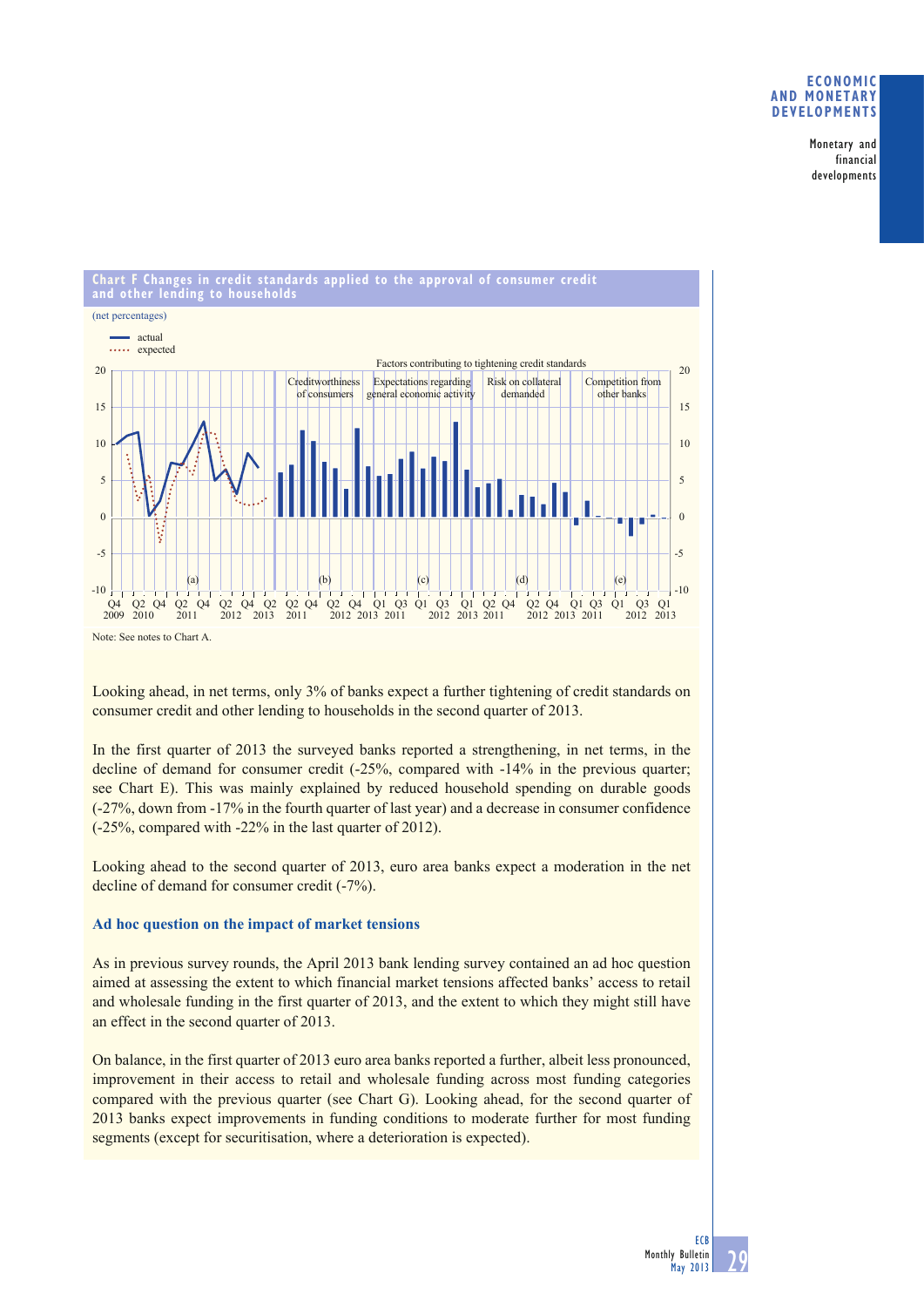**Chart F Changes in credit standards applied to the approval of consumer credit and other lending to households**

(net percentages)

Note: See notes to Chart A.

Looking ahead, in net terms, only 3% of banks expect a further tightening of credit standards on consumer credit and other lending to households in the second quarter of 2013.

In the first quarter of 2013 the surveyed banks reported a strengthening, in net terms, in the decline of demand for consumer credit (-25%, compared with -14% in the previous quarter; see Chart E). This was mainly explained by reduced household spending on durable goods (-27%, down from -17% in the fourth quarter of last year) and a decrease in consumer confidence (-25%, compared with -22% in the last quarter of 2012).

Looking ahead to the second quarter of 2013, euro area banks expect a moderation in the net decline of demand for consumer credit (-7%).

### Ad hoc question on the impact of market tensions

As in previous survey rounds, the April 2013 bank lending survey contained an ad hoc question aimed at assessing the extent to which financial market tensions affected banks' access to retail and wholesale funding in the first quarter of 2013, and the extent to which they might still have an effect in the second quarter of 2013.

On balance, in the first quarter of 2013 euro area banks reported a further, albeit less pronounced, improvement in their access to retail and wholesale funding across most funding categories compared with the previous quarter (see Chart G). Looking ahead, for the second quarter of 2013 banks expect improvements in funding conditions to moderate further for most funding segments (except for securitisation, where a deterioration is expected).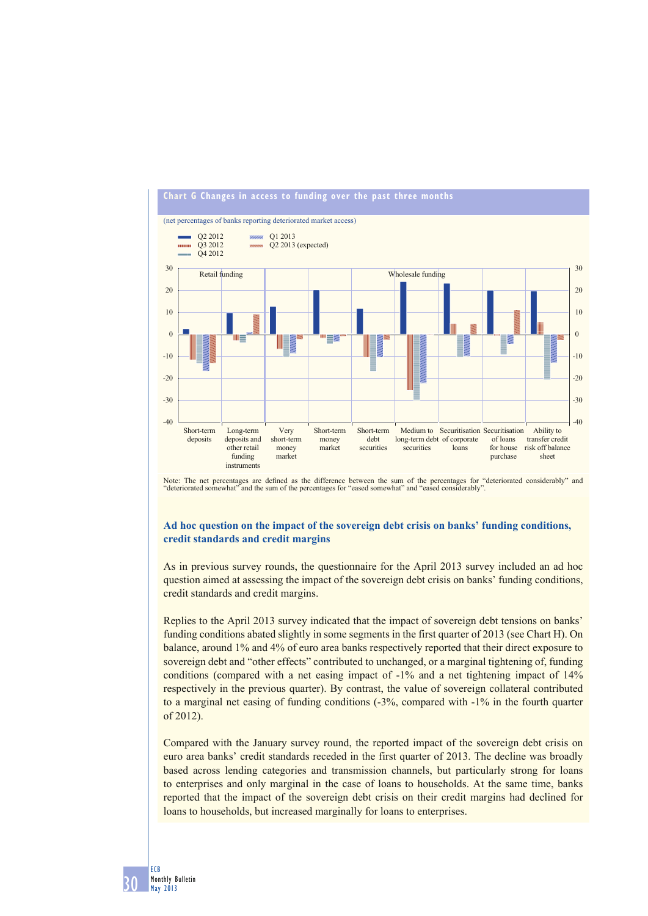**Chart G Changes in access to funding over the past three months**

(net percentages of banks reporting deteriorated market access)

Note: The net percentages are defined as the difference between the sum of the percentages for "deteriorated considerably" and "deteriorated somewhat" and the sum of the percentages for "eased somewhat" and "eased considerably".

### Ad hoc question on the impact of the sovereign debt crisis on banks' funding conditions, credit standards and credit margins

As in previous survey rounds, the questionnaire for the April 2013 survey included an ad hoc question aimed at assessing the impact of the sovereign debt crisis on banks' funding conditions, credit standards and credit margins.

Replies to the April 2013 survey indicated that the impact of sovereign debt tensions on banks' funding conditions abated slightly in some segments in the first quarter of 2013 (see Chart H). On balance, around 1% and 4% of euro area banks respectively reported that their direct exposure to sovereign debt and "other effects" contributed to unchanged, or a marginal tightening of, funding conditions (compared with a net easing impact of -1% and a net tightening impact of 14% respectively in the previous quarter). By contrast, the value of sovereign collateral contributed to a marginal net easing of funding conditions (-3%, compared with -1% in the fourth quarter of 2012).

Compared with the January survey round, the reported impact of the sovereign debt crisis on euro area banks' credit standards receded in the first quarter of 2013. The decline was broadly based across lending categories and transmission channels, but particularly strong for loans to enterprises and only marginal in the case of loans to households. At the same time, banks reported that the impact of the sovereign debt crisis on their credit margins had declined for loans to households, but increased marginally for loans to enterprises.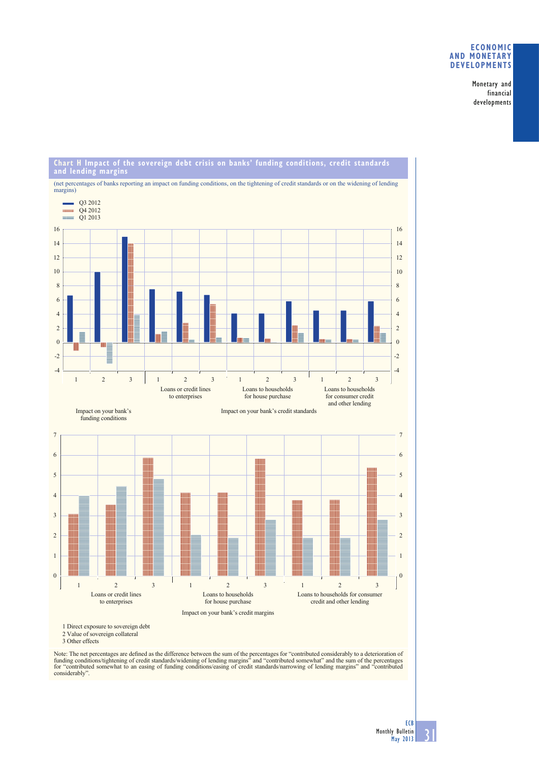## Chart H Impact of the sovereign debt crisis on banks' funding conditions, credit standards and lending margins

(net percentages of banks reporting an impact on funding conditions, on the tightening of credit standards or on the widening of lending margins)

Q3 2012
Q4 2012
Q1 2013

16, 14, 12, 10, 8, 6, 4, 2, 0, -2, -4

1 2 3 | 1 2 3 | 1 2 3 | 1 2 3

Loans or credit lines to enterprises

Loans to households for house purchase

Loans to households for consumer credit and other lending

Impact on your bank's funding conditions

Impact on your bank's credit standards

7, 6, 5, 4, 3, 2, 1, 0

1 2 3 | 1 2 3 | 1 2 3

Loans or credit lines to enterprises

Loans to households for house purchase

Loans to households for consumer credit and other lending

Impact on your bank's credit margins

1 Direct exposure to sovereign debt
2 Value of sovereign collateral
3 Other effects

Note: The net percentages are defined as the difference between the sum of the percentages for "contributed considerably to a deterioration of funding conditions/tightening of credit standards/widening of lending margins" and "contributed somewhat" and the sum of the percentages for "contributed somewhat to an easing of funding conditions/easing of credit standards/narrowing of lending margins" and "contributed considerably".